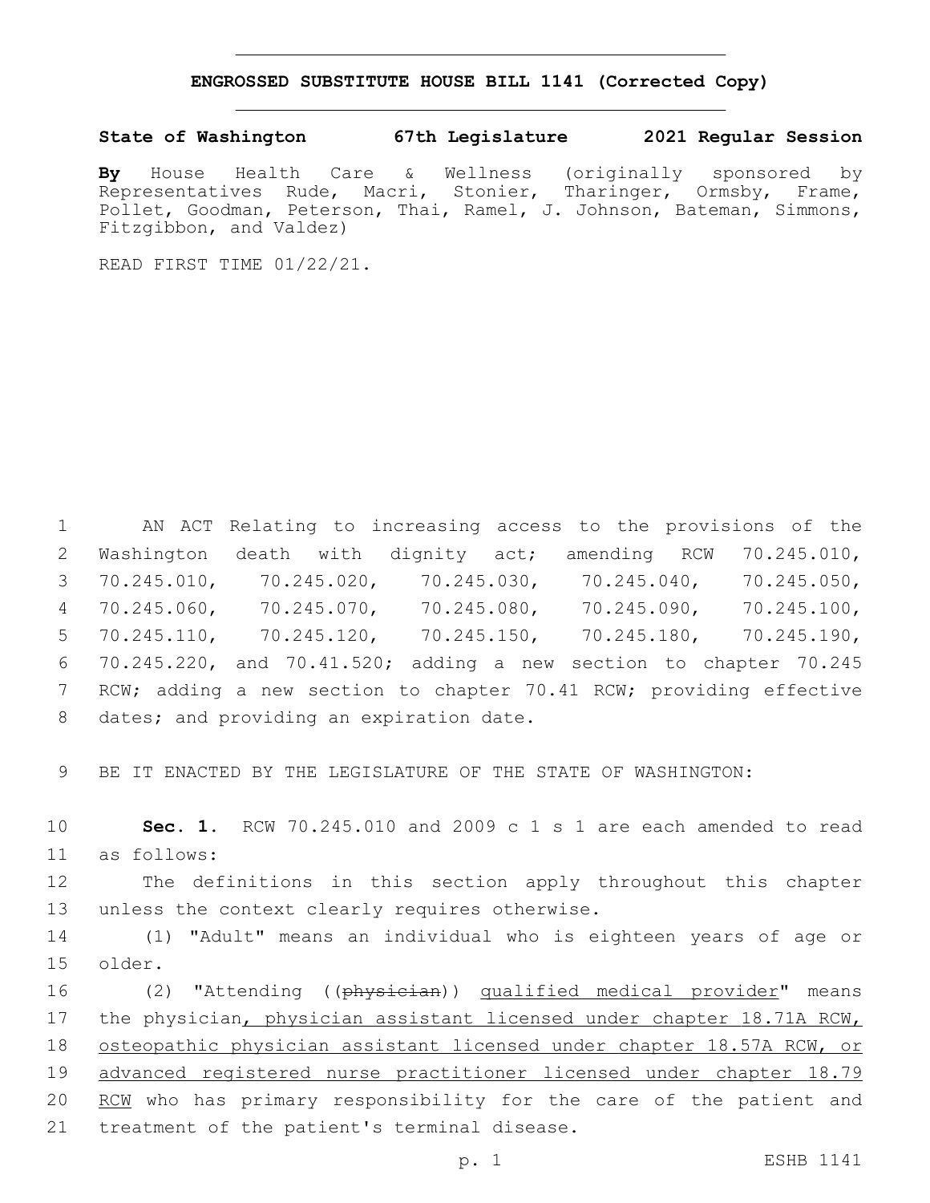## ENGROSSED SUBSTITUTE HOUSE BILL 1141 (Corrected Copy)

**State of Washington 67th Legislature 2021 Regular Session**

**By** House Health Care & Wellness (originally sponsored by Representatives Rude, Macri, Stonier, Tharinger, Ormsby, Frame, Pollet, Goodman, Peterson, Thai, Ramel, J. Johnson, Bateman, Simmons, Fitzgibbon, and Valdez)

READ FIRST TIME 01/22/21.

AN ACT Relating to increasing access to the provisions of the Washington death with dignity act; amending RCW 70.245.010, 70.245.010, 70.245.020, 70.245.030, 70.245.040, 70.245.050, 70.245.060, 70.245.070, 70.245.080, 70.245.090, 70.245.100, 70.245.110, 70.245.120, 70.245.150, 70.245.180, 70.245.190, 70.245.220, and 70.41.520; adding a new section to chapter 70.245 RCW; adding a new section to chapter 70.41 RCW; providing effective dates; and providing an expiration date.

BE IT ENACTED BY THE LEGISLATURE OF THE STATE OF WASHINGTON:

**Sec. 1.** RCW 70.245.010 and 2009 c 1 s 1 are each amended to read as follows:

The definitions in this section apply throughout this chapter unless the context clearly requires otherwise.

(1) "Adult" means an individual who is eighteen years of age or older.

(2) "Attending ((~~physician~~)) <u>qualified medical provider</u>" means the physician<u>, physician assistant licensed under chapter 18.71A RCW, osteopathic physician assistant licensed under chapter 18.57A RCW, or advanced registered nurse practitioner licensed under chapter 18.79 RCW</u> who has primary responsibility for the care of the patient and treatment of the patient's terminal disease.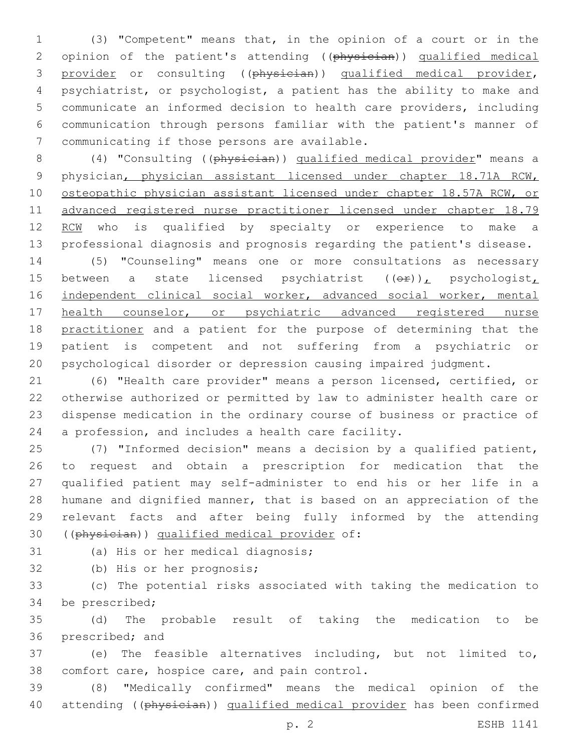(3) "Competent" means that, in the opinion of a court or in the opinion of the patient's attending ((~~physician~~)) <u>qualified medical provider</u> or consulting ((~~physician~~)) <u>qualified medical provider</u>, psychiatrist, or psychologist, a patient has the ability to make and communicate an informed decision to health care providers, including communication through persons familiar with the patient's manner of communicating if those persons are available.

(4) "Consulting ((~~physician~~)) <u>qualified medical provider</u>" means a physician<u>, physician assistant licensed under chapter 18.71A RCW, osteopathic physician assistant licensed under chapter 18.57A RCW, or advanced registered nurse practitioner licensed under chapter 18.79 RCW</u> who is qualified by specialty or experience to make a professional diagnosis and prognosis regarding the patient's disease.

(5) "Counseling" means one or more consultations as necessary between a state licensed psychiatrist ((~~or~~))<u>,</u> psychologist<u>, independent clinical social worker, advanced social worker, mental health counselor, or psychiatric advanced registered nurse practitioner</u> and a patient for the purpose of determining that the patient is competent and not suffering from a psychiatric or psychological disorder or depression causing impaired judgment.

(6) "Health care provider" means a person licensed, certified, or otherwise authorized or permitted by law to administer health care or dispense medication in the ordinary course of business or practice of a profession, and includes a health care facility.

(7) "Informed decision" means a decision by a qualified patient, to request and obtain a prescription for medication that the qualified patient may self-administer to end his or her life in a humane and dignified manner, that is based on an appreciation of the relevant facts and after being fully informed by the attending ((~~physician~~)) <u>qualified medical provider</u> of:

(a) His or her medical diagnosis;

(b) His or her prognosis;

(c) The potential risks associated with taking the medication to be prescribed;

(d) The probable result of taking the medication to be prescribed; and

(e) The feasible alternatives including, but not limited to, comfort care, hospice care, and pain control.

(8) "Medically confirmed" means the medical opinion of the attending ((~~physician~~)) <u>qualified medical provider</u> has been confirmed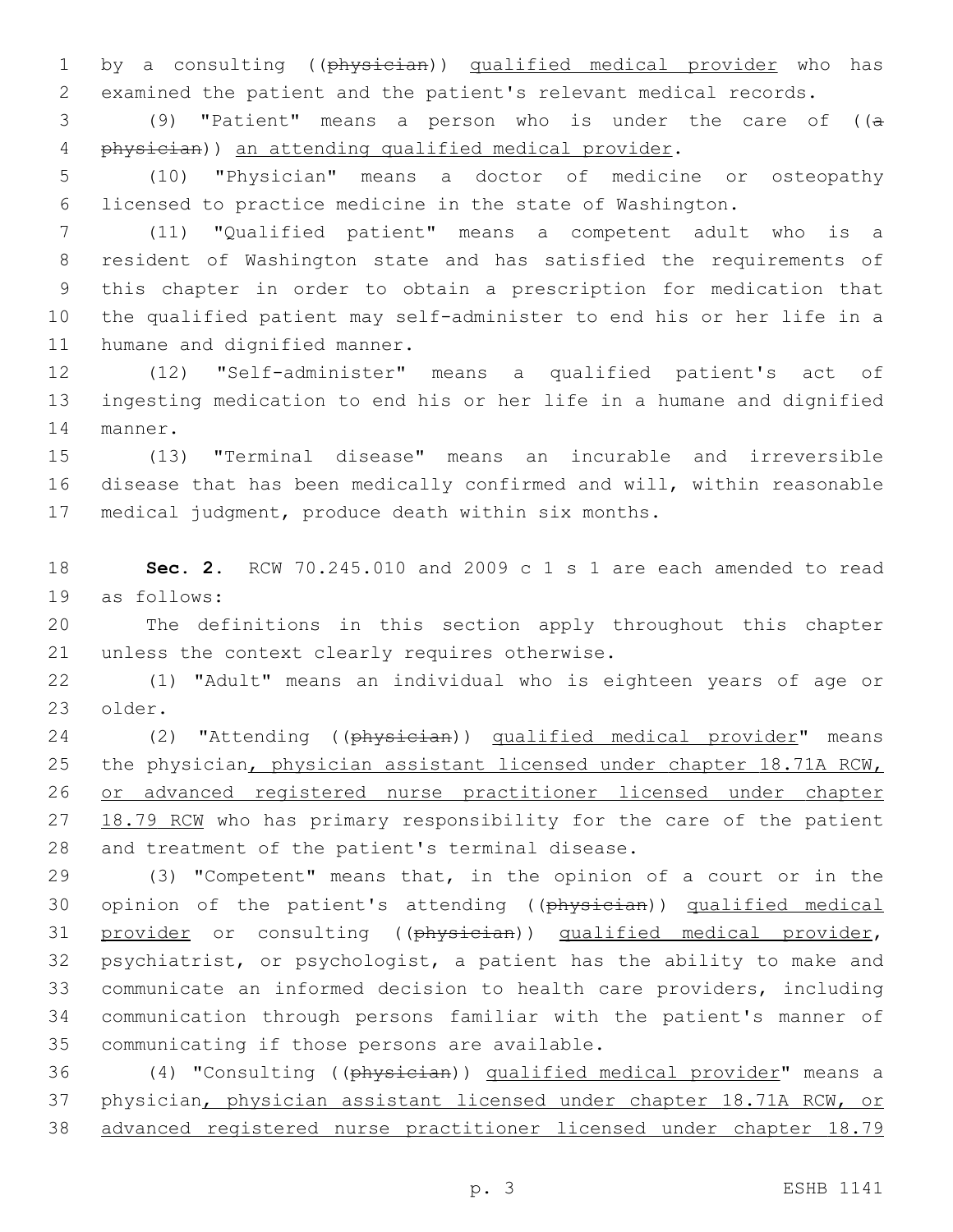by a consulting ((~~physician~~)) qualified medical provider who has examined the patient and the patient's relevant medical records.

(9) "Patient" means a person who is under the care of ((~~a physician~~)) an attending qualified medical provider.

(10) "Physician" means a doctor of medicine or osteopathy licensed to practice medicine in the state of Washington.

(11) "Qualified patient" means a competent adult who is a resident of Washington state and has satisfied the requirements of this chapter in order to obtain a prescription for medication that the qualified patient may self-administer to end his or her life in a humane and dignified manner.

(12) "Self-administer" means a qualified patient's act of ingesting medication to end his or her life in a humane and dignified manner.

(13) "Terminal disease" means an incurable and irreversible disease that has been medically confirmed and will, within reasonable medical judgment, produce death within six months.

**Sec. 2.** RCW 70.245.010 and 2009 c 1 s 1 are each amended to read as follows:

The definitions in this section apply throughout this chapter unless the context clearly requires otherwise.

(1) "Adult" means an individual who is eighteen years of age or older.

(2) "Attending ((~~physician~~)) qualified medical provider" means the physician, physician assistant licensed under chapter 18.71A RCW, or advanced registered nurse practitioner licensed under chapter 18.79 RCW who has primary responsibility for the care of the patient and treatment of the patient's terminal disease.

(3) "Competent" means that, in the opinion of a court or in the opinion of the patient's attending ((~~physician~~)) qualified medical provider or consulting ((~~physician~~)) qualified medical provider, psychiatrist, or psychologist, a patient has the ability to make and communicate an informed decision to health care providers, including communication through persons familiar with the patient's manner of communicating if those persons are available.

(4) "Consulting ((~~physician~~)) qualified medical provider" means a physician, physician assistant licensed under chapter 18.71A RCW, or advanced registered nurse practitioner licensed under chapter 18.79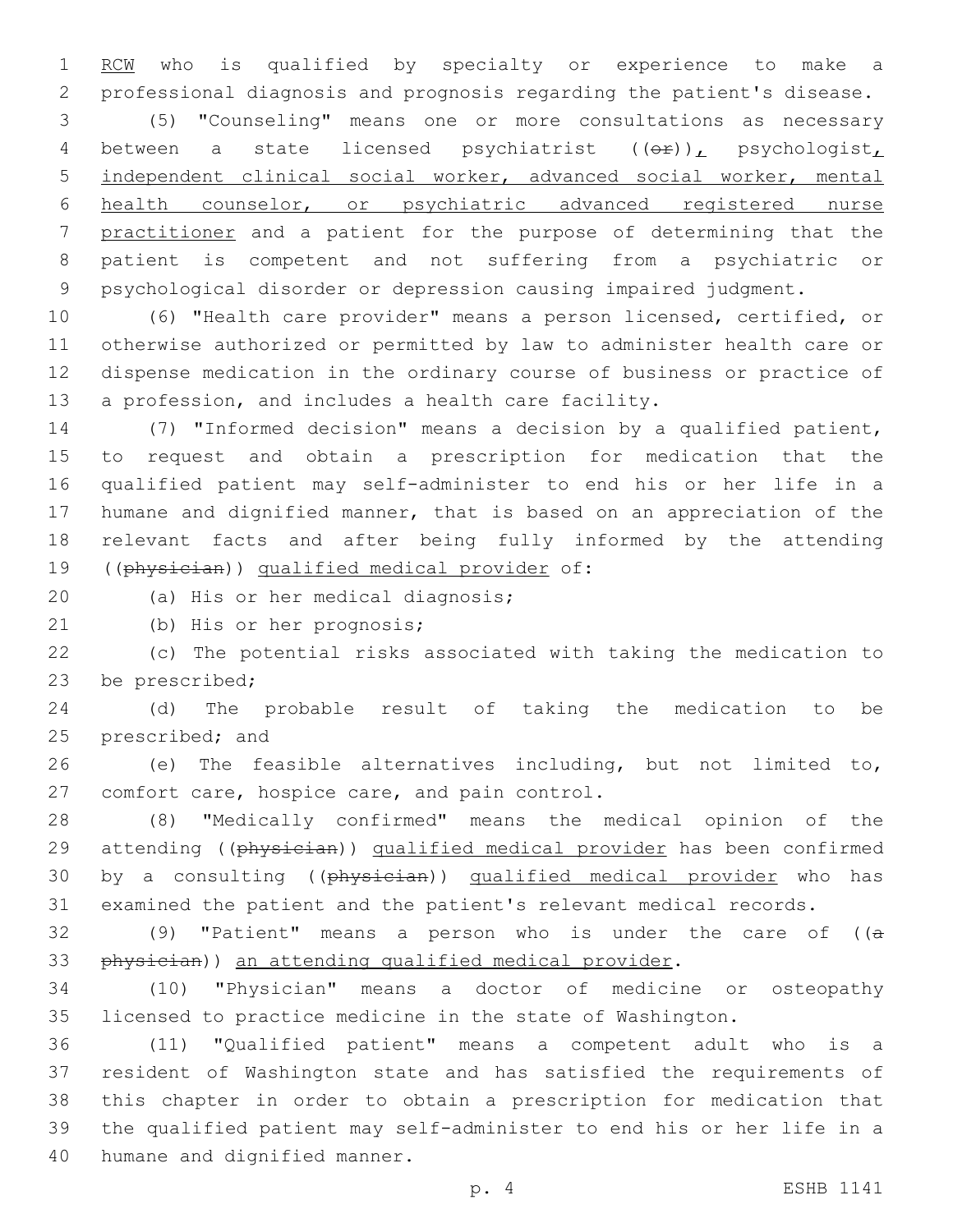RCW who is qualified by specialty or experience to make a professional diagnosis and prognosis regarding the patient's disease.

(5) "Counseling" means one or more consultations as necessary between a state licensed psychiatrist ((~~or~~)), psychologist, independent clinical social worker, advanced social worker, mental health counselor, or psychiatric advanced registered nurse practitioner and a patient for the purpose of determining that the patient is competent and not suffering from a psychiatric or psychological disorder or depression causing impaired judgment.

(6) "Health care provider" means a person licensed, certified, or otherwise authorized or permitted by law to administer health care or dispense medication in the ordinary course of business or practice of a profession, and includes a health care facility.

(7) "Informed decision" means a decision by a qualified patient, to request and obtain a prescription for medication that the qualified patient may self-administer to end his or her life in a humane and dignified manner, that is based on an appreciation of the relevant facts and after being fully informed by the attending ((~~physician~~)) qualified medical provider of:

(a) His or her medical diagnosis;

(b) His or her prognosis;

(c) The potential risks associated with taking the medication to be prescribed;

(d) The probable result of taking the medication to be prescribed; and

(e) The feasible alternatives including, but not limited to, comfort care, hospice care, and pain control.

(8) "Medically confirmed" means the medical opinion of the attending ((~~physician~~)) qualified medical provider has been confirmed by a consulting ((~~physician~~)) qualified medical provider who has examined the patient and the patient's relevant medical records.

(9) "Patient" means a person who is under the care of ((~~a physician~~)) an attending qualified medical provider.

(10) "Physician" means a doctor of medicine or osteopathy licensed to practice medicine in the state of Washington.

(11) "Qualified patient" means a competent adult who is a resident of Washington state and has satisfied the requirements of this chapter in order to obtain a prescription for medication that the qualified patient may self-administer to end his or her life in a humane and dignified manner.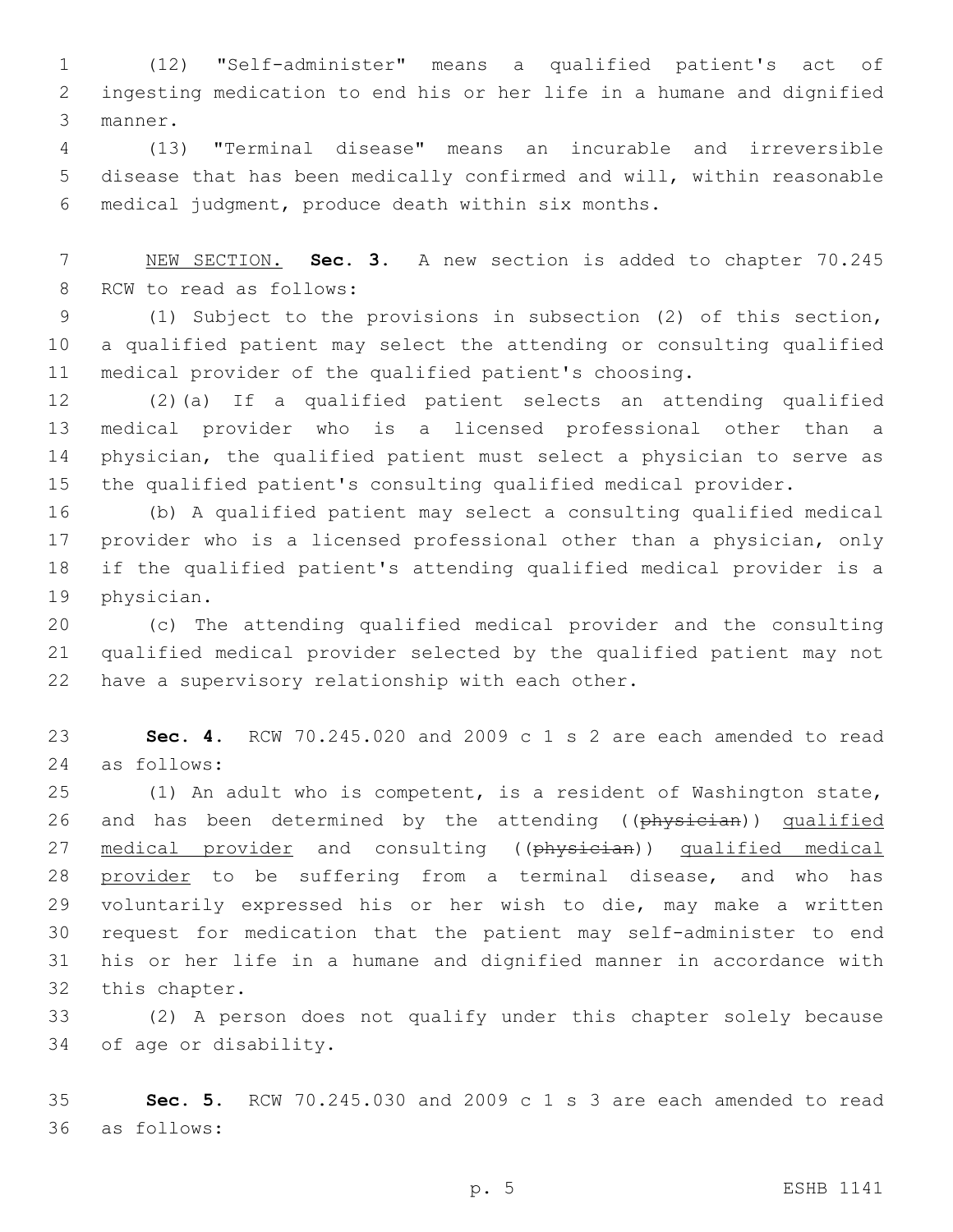(12) "Self-administer" means a qualified patient's act of ingesting medication to end his or her life in a humane and dignified manner.

(13) "Terminal disease" means an incurable and irreversible disease that has been medically confirmed and will, within reasonable medical judgment, produce death within six months.

NEW SECTION. **Sec. 3.** A new section is added to chapter 70.245 RCW to read as follows:

(1) Subject to the provisions in subsection (2) of this section, a qualified patient may select the attending or consulting qualified medical provider of the qualified patient's choosing.

(2)(a) If a qualified patient selects an attending qualified medical provider who is a licensed professional other than a physician, the qualified patient must select a physician to serve as the qualified patient's consulting qualified medical provider.

(b) A qualified patient may select a consulting qualified medical provider who is a licensed professional other than a physician, only if the qualified patient's attending qualified medical provider is a physician.

(c) The attending qualified medical provider and the consulting qualified medical provider selected by the qualified patient may not have a supervisory relationship with each other.

**Sec. 4.** RCW 70.245.020 and 2009 c 1 s 2 are each amended to read as follows:

(1) An adult who is competent, is a resident of Washington state, and has been determined by the attending ((~~physician~~)) qualified medical provider and consulting ((~~physician~~)) qualified medical provider to be suffering from a terminal disease, and who has voluntarily expressed his or her wish to die, may make a written request for medication that the patient may self-administer to end his or her life in a humane and dignified manner in accordance with this chapter.

(2) A person does not qualify under this chapter solely because of age or disability.

**Sec. 5.** RCW 70.245.030 and 2009 c 1 s 3 are each amended to read as follows: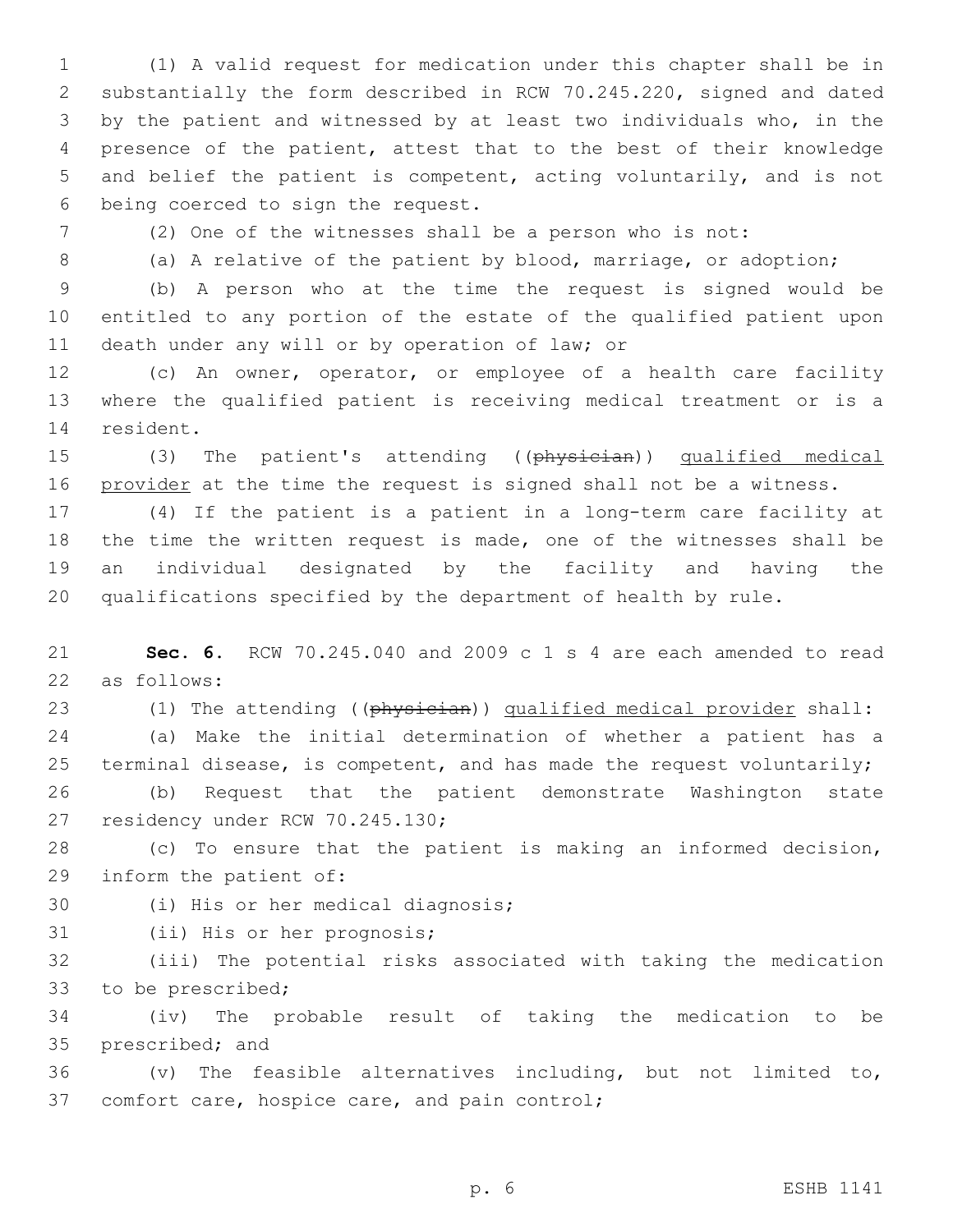(1) A valid request for medication under this chapter shall be in substantially the form described in RCW 70.245.220, signed and dated by the patient and witnessed by at least two individuals who, in the presence of the patient, attest that to the best of their knowledge and belief the patient is competent, acting voluntarily, and is not being coerced to sign the request.

(2) One of the witnesses shall be a person who is not:

(a) A relative of the patient by blood, marriage, or adoption;

(b) A person who at the time the request is signed would be entitled to any portion of the estate of the qualified patient upon death under any will or by operation of law; or

(c) An owner, operator, or employee of a health care facility where the qualified patient is receiving medical treatment or is a resident.

(3) The patient's attending ((~~physician~~)) <u>qualified medical provider</u> at the time the request is signed shall not be a witness.

(4) If the patient is a patient in a long-term care facility at the time the written request is made, one of the witnesses shall be an individual designated by the facility and having the qualifications specified by the department of health by rule.

**Sec. 6.** RCW 70.245.040 and 2009 c 1 s 4 are each amended to read as follows:

(1) The attending ((~~physician~~)) <u>qualified medical provider</u> shall:

(a) Make the initial determination of whether a patient has a terminal disease, is competent, and has made the request voluntarily;

(b) Request that the patient demonstrate Washington state residency under RCW 70.245.130;

(c) To ensure that the patient is making an informed decision, inform the patient of:

(i) His or her medical diagnosis;

(ii) His or her prognosis;

(iii) The potential risks associated with taking the medication to be prescribed;

(iv) The probable result of taking the medication to be prescribed; and

(v) The feasible alternatives including, but not limited to, comfort care, hospice care, and pain control;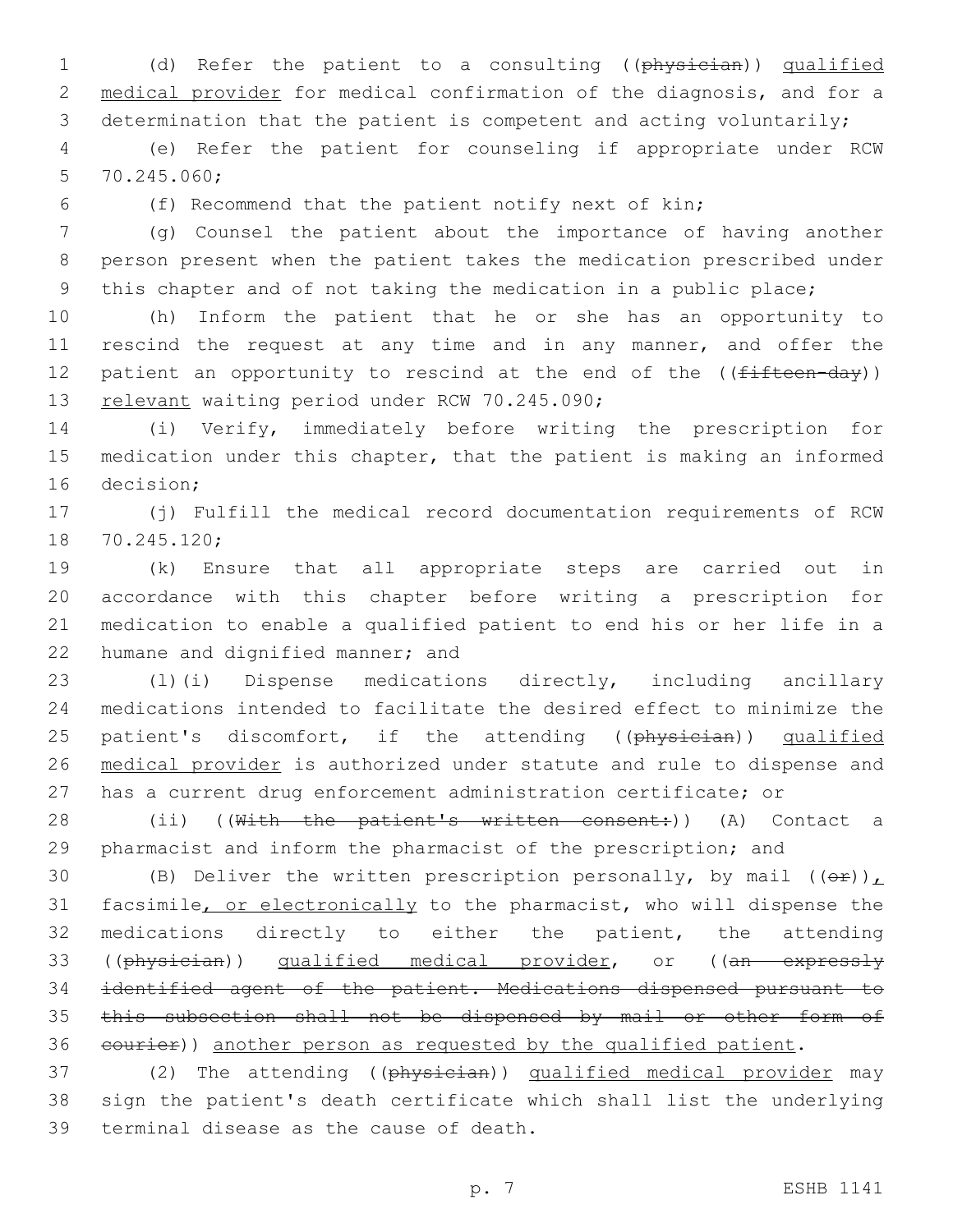(d) Refer the patient to a consulting ((~~physician~~)) qualified medical provider for medical confirmation of the diagnosis, and for a determination that the patient is competent and acting voluntarily;

(e) Refer the patient for counseling if appropriate under RCW 70.245.060;

(f) Recommend that the patient notify next of kin;

(g) Counsel the patient about the importance of having another person present when the patient takes the medication prescribed under this chapter and of not taking the medication in a public place;

(h) Inform the patient that he or she has an opportunity to rescind the request at any time and in any manner, and offer the patient an opportunity to rescind at the end of the ((~~fifteen-day~~)) relevant waiting period under RCW 70.245.090;

(i) Verify, immediately before writing the prescription for medication under this chapter, that the patient is making an informed decision;

(j) Fulfill the medical record documentation requirements of RCW 70.245.120;

(k) Ensure that all appropriate steps are carried out in accordance with this chapter before writing a prescription for medication to enable a qualified patient to end his or her life in a humane and dignified manner; and

(l)(i) Dispense medications directly, including ancillary medications intended to facilitate the desired effect to minimize the patient's discomfort, if the attending ((~~physician~~)) qualified medical provider is authorized under statute and rule to dispense and has a current drug enforcement administration certificate; or

(ii) ((~~With the patient's written consent:~~)) (A) Contact a pharmacist and inform the pharmacist of the prescription; and

(B) Deliver the written prescription personally, by mail ((~~or~~)), facsimile, or electronically to the pharmacist, who will dispense the medications directly to either the patient, the attending ((~~physician~~)) qualified medical provider, or ((~~an expressly identified agent of the patient. Medications dispensed pursuant to this subsection shall not be dispensed by mail or other form of courier~~)) another person as requested by the qualified patient.

(2) The attending ((~~physician~~)) qualified medical provider may sign the patient's death certificate which shall list the underlying terminal disease as the cause of death.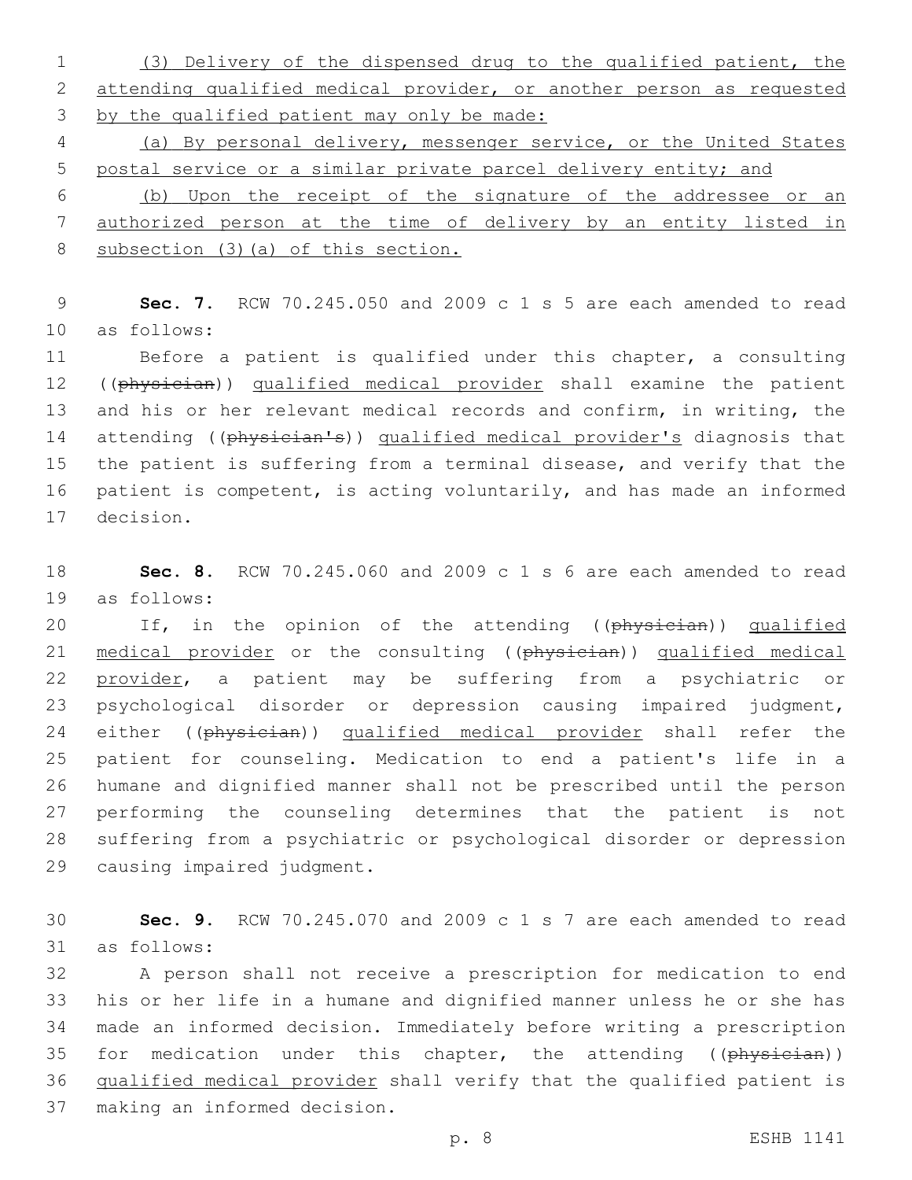(3) Delivery of the dispensed drug to the qualified patient, the attending qualified medical provider, or another person as requested by the qualified patient may only be made:

(a) By personal delivery, messenger service, or the United States postal service or a similar private parcel delivery entity; and

(b) Upon the receipt of the signature of the addressee or an authorized person at the time of delivery by an entity listed in subsection (3)(a) of this section.

**Sec. 7.** RCW 70.245.050 and 2009 c 1 s 5 are each amended to read as follows:

Before a patient is qualified under this chapter, a consulting ((~~physician~~)) qualified medical provider shall examine the patient and his or her relevant medical records and confirm, in writing, the attending ((~~physician's~~)) qualified medical provider's diagnosis that the patient is suffering from a terminal disease, and verify that the patient is competent, is acting voluntarily, and has made an informed decision.

**Sec. 8.** RCW 70.245.060 and 2009 c 1 s 6 are each amended to read as follows:

If, in the opinion of the attending ((~~physician~~)) qualified medical provider or the consulting ((~~physician~~)) qualified medical provider, a patient may be suffering from a psychiatric or psychological disorder or depression causing impaired judgment, either ((~~physician~~)) qualified medical provider shall refer the patient for counseling. Medication to end a patient's life in a humane and dignified manner shall not be prescribed until the person performing the counseling determines that the patient is not suffering from a psychiatric or psychological disorder or depression causing impaired judgment.

**Sec. 9.** RCW 70.245.070 and 2009 c 1 s 7 are each amended to read as follows:

A person shall not receive a prescription for medication to end his or her life in a humane and dignified manner unless he or she has made an informed decision. Immediately before writing a prescription for medication under this chapter, the attending ((~~physician~~)) qualified medical provider shall verify that the qualified patient is making an informed decision.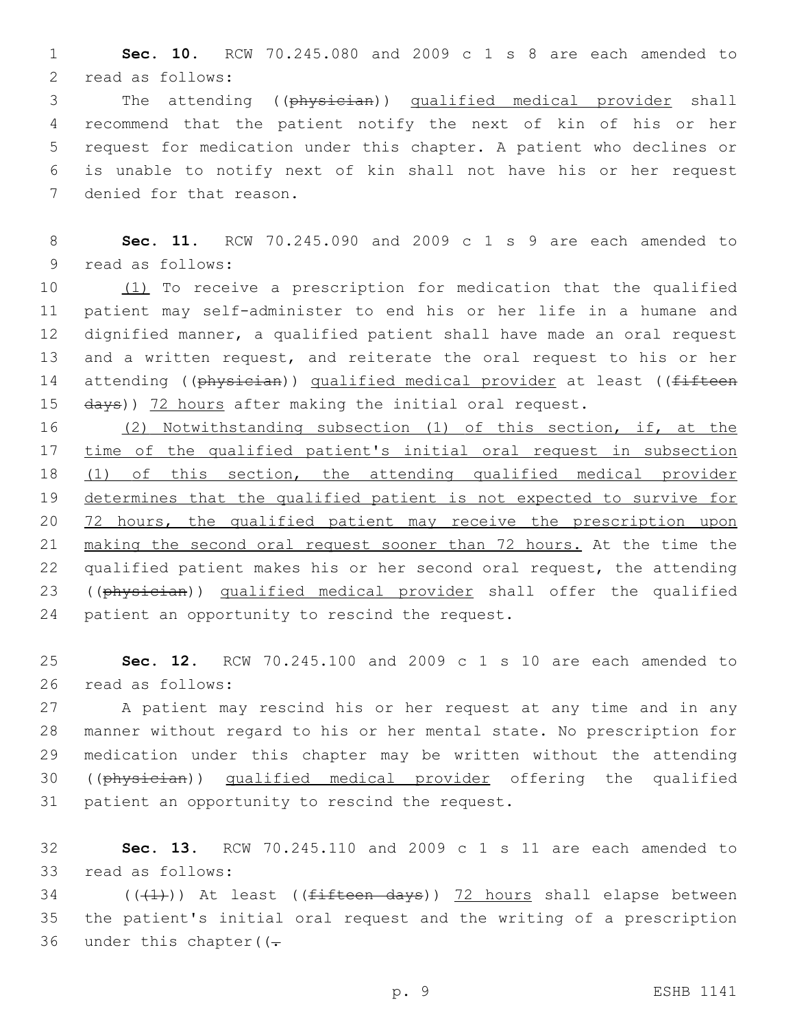**Sec. 10.** RCW 70.245.080 and 2009 c 1 s 8 are each amended to read as follows:

The attending ((~~physician~~)) qualified medical provider shall recommend that the patient notify the next of kin of his or her request for medication under this chapter. A patient who declines or is unable to notify next of kin shall not have his or her request denied for that reason.

**Sec. 11.** RCW 70.245.090 and 2009 c 1 s 9 are each amended to read as follows:

(1) To receive a prescription for medication that the qualified patient may self-administer to end his or her life in a humane and dignified manner, a qualified patient shall have made an oral request and a written request, and reiterate the oral request to his or her attending ((~~physician~~)) qualified medical provider at least ((~~fifteen days~~)) 72 hours after making the initial oral request.

(2) Notwithstanding subsection (1) of this section, if, at the time of the qualified patient's initial oral request in subsection (1) of this section, the attending qualified medical provider determines that the qualified patient is not expected to survive for 72 hours, the qualified patient may receive the prescription upon making the second oral request sooner than 72 hours. At the time the qualified patient makes his or her second oral request, the attending ((~~physician~~)) qualified medical provider shall offer the qualified patient an opportunity to rescind the request.

**Sec. 12.** RCW 70.245.100 and 2009 c 1 s 10 are each amended to read as follows:

A patient may rescind his or her request at any time and in any manner without regard to his or her mental state. No prescription for medication under this chapter may be written without the attending ((~~physician~~)) qualified medical provider offering the qualified patient an opportunity to rescind the request.

**Sec. 13.** RCW 70.245.110 and 2009 c 1 s 11 are each amended to read as follows:

((~~(1)~~)) At least ((~~fifteen days~~)) 72 hours shall elapse between the patient's initial oral request and the writing of a prescription under this chapter((~~.~~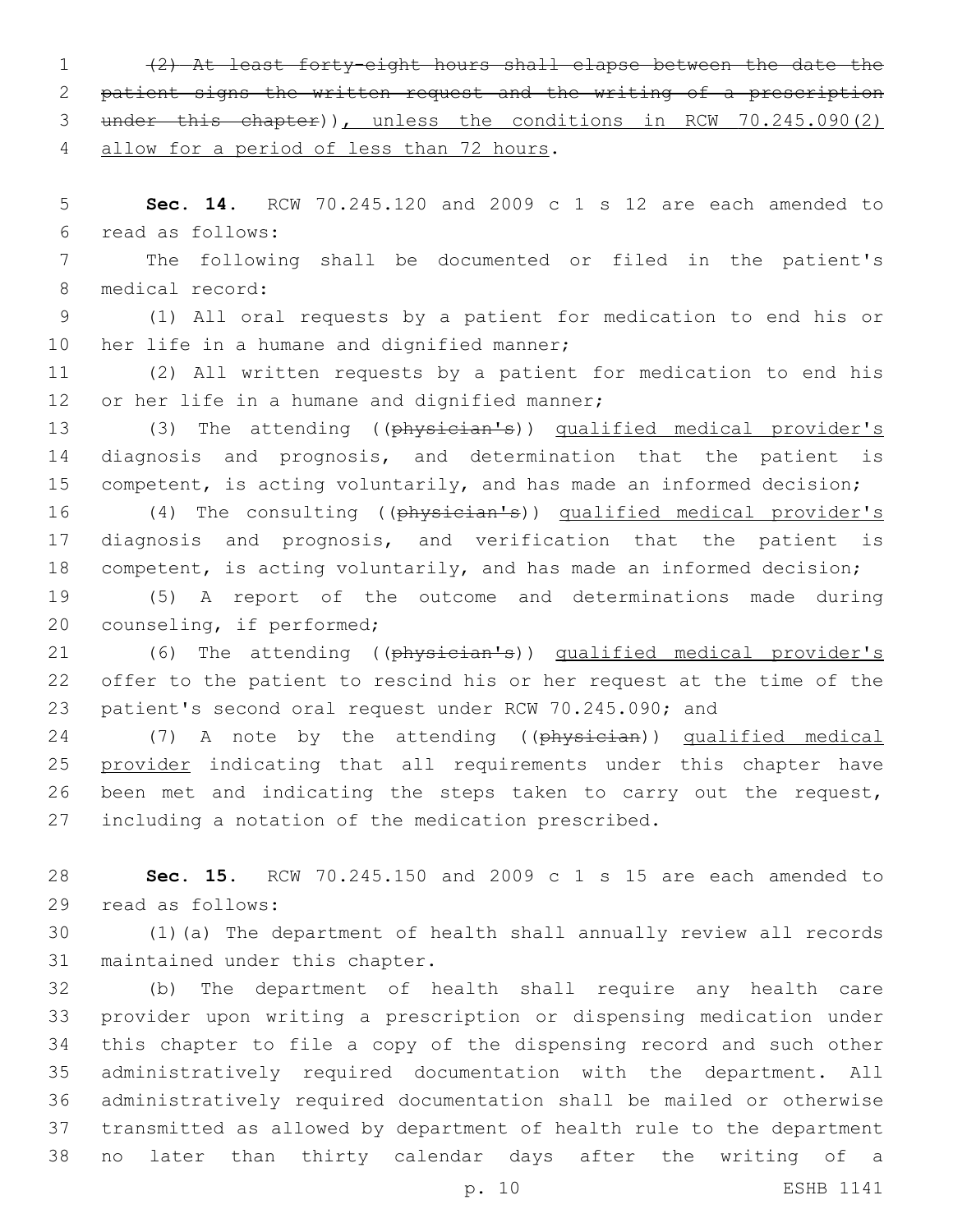~~(2) At least forty-eight hours shall elapse between the date the patient signs the written request and the writing of a prescription under this chapter~~)), unless the conditions in RCW 70.245.090(2) allow for a period of less than 72 hours.

**Sec. 14.** RCW 70.245.120 and 2009 c 1 s 12 are each amended to read as follows:

The following shall be documented or filed in the patient's medical record:

(1) All oral requests by a patient for medication to end his or her life in a humane and dignified manner;

(2) All written requests by a patient for medication to end his or her life in a humane and dignified manner;

(3) The attending ((~~physician's~~)) qualified medical provider's diagnosis and prognosis, and determination that the patient is competent, is acting voluntarily, and has made an informed decision;

(4) The consulting ((~~physician's~~)) qualified medical provider's diagnosis and prognosis, and verification that the patient is competent, is acting voluntarily, and has made an informed decision;

(5) A report of the outcome and determinations made during counseling, if performed;

(6) The attending ((~~physician's~~)) qualified medical provider's offer to the patient to rescind his or her request at the time of the patient's second oral request under RCW 70.245.090; and

(7) A note by the attending ((~~physician~~)) qualified medical provider indicating that all requirements under this chapter have been met and indicating the steps taken to carry out the request, including a notation of the medication prescribed.

**Sec. 15.** RCW 70.245.150 and 2009 c 1 s 15 are each amended to read as follows:

(1)(a) The department of health shall annually review all records maintained under this chapter.

(b) The department of health shall require any health care provider upon writing a prescription or dispensing medication under this chapter to file a copy of the dispensing record and such other administratively required documentation with the department. All administratively required documentation shall be mailed or otherwise transmitted as allowed by department of health rule to the department no later than thirty calendar days after the writing of a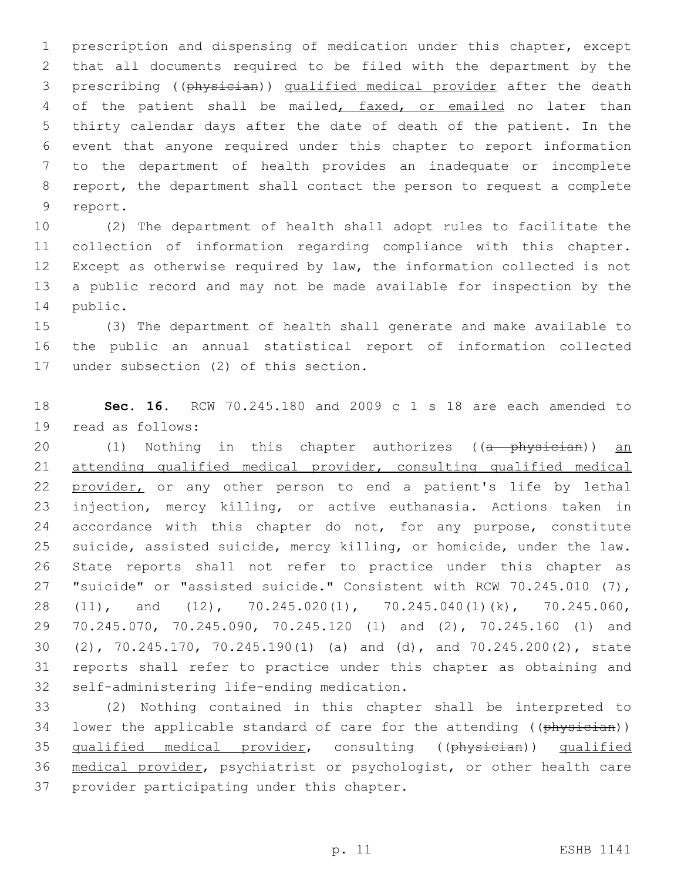prescription and dispensing of medication under this chapter, except that all documents required to be filed with the department by the prescribing ((~~physician~~)) qualified medical provider after the death of the patient shall be mailed, faxed, or emailed no later than thirty calendar days after the date of death of the patient. In the event that anyone required under this chapter to report information to the department of health provides an inadequate or incomplete report, the department shall contact the person to request a complete report.

(2) The department of health shall adopt rules to facilitate the collection of information regarding compliance with this chapter. Except as otherwise required by law, the information collected is not a public record and may not be made available for inspection by the public.

(3) The department of health shall generate and make available to the public an annual statistical report of information collected under subsection (2) of this section.

**Sec. 16.** RCW 70.245.180 and 2009 c 1 s 18 are each amended to read as follows:

(1) Nothing in this chapter authorizes ((~~a physician~~)) an attending qualified medical provider, consulting qualified medical provider, or any other person to end a patient's life by lethal injection, mercy killing, or active euthanasia. Actions taken in accordance with this chapter do not, for any purpose, constitute suicide, assisted suicide, mercy killing, or homicide, under the law. State reports shall not refer to practice under this chapter as "suicide" or "assisted suicide." Consistent with RCW 70.245.010 (7), (11), and (12), 70.245.020(1), 70.245.040(1)(k), 70.245.060, 70.245.070, 70.245.090, 70.245.120 (1) and (2), 70.245.160 (1) and (2), 70.245.170, 70.245.190(1) (a) and (d), and 70.245.200(2), state reports shall refer to practice under this chapter as obtaining and self-administering life-ending medication.

(2) Nothing contained in this chapter shall be interpreted to lower the applicable standard of care for the attending ((~~physician~~)) qualified medical provider, consulting ((~~physician~~)) qualified medical provider, psychiatrist or psychologist, or other health care provider participating under this chapter.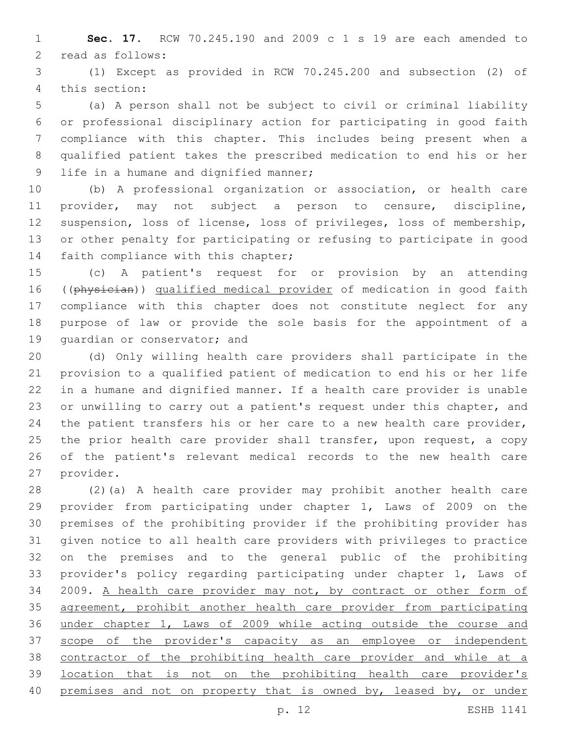**Sec. 17.** RCW 70.245.190 and 2009 c 1 s 19 are each amended to read as follows:

(1) Except as provided in RCW 70.245.200 and subsection (2) of this section:

(a) A person shall not be subject to civil or criminal liability or professional disciplinary action for participating in good faith compliance with this chapter. This includes being present when a qualified patient takes the prescribed medication to end his or her life in a humane and dignified manner;

(b) A professional organization or association, or health care provider, may not subject a person to censure, discipline, suspension, loss of license, loss of privileges, loss of membership, or other penalty for participating or refusing to participate in good faith compliance with this chapter;

(c) A patient's request for or provision by an attending ((~~physician~~)) <u>qualified medical provider</u> of medication in good faith compliance with this chapter does not constitute neglect for any purpose of law or provide the sole basis for the appointment of a guardian or conservator; and

(d) Only willing health care providers shall participate in the provision to a qualified patient of medication to end his or her life in a humane and dignified manner. If a health care provider is unable or unwilling to carry out a patient's request under this chapter, and the patient transfers his or her care to a new health care provider, the prior health care provider shall transfer, upon request, a copy of the patient's relevant medical records to the new health care provider.

(2)(a) A health care provider may prohibit another health care provider from participating under chapter 1, Laws of 2009 on the premises of the prohibiting provider if the prohibiting provider has given notice to all health care providers with privileges to practice on the premises and to the general public of the prohibiting provider's policy regarding participating under chapter 1, Laws of 2009. <u>A health care provider may not, by contract or other form of agreement, prohibit another health care provider from participating under chapter 1, Laws of 2009 while acting outside the course and scope of the provider's capacity as an employee or independent contractor of the prohibiting health care provider and while at a location that is not on the prohibiting health care provider's premises and not on property that is owned by, leased by, or under</u>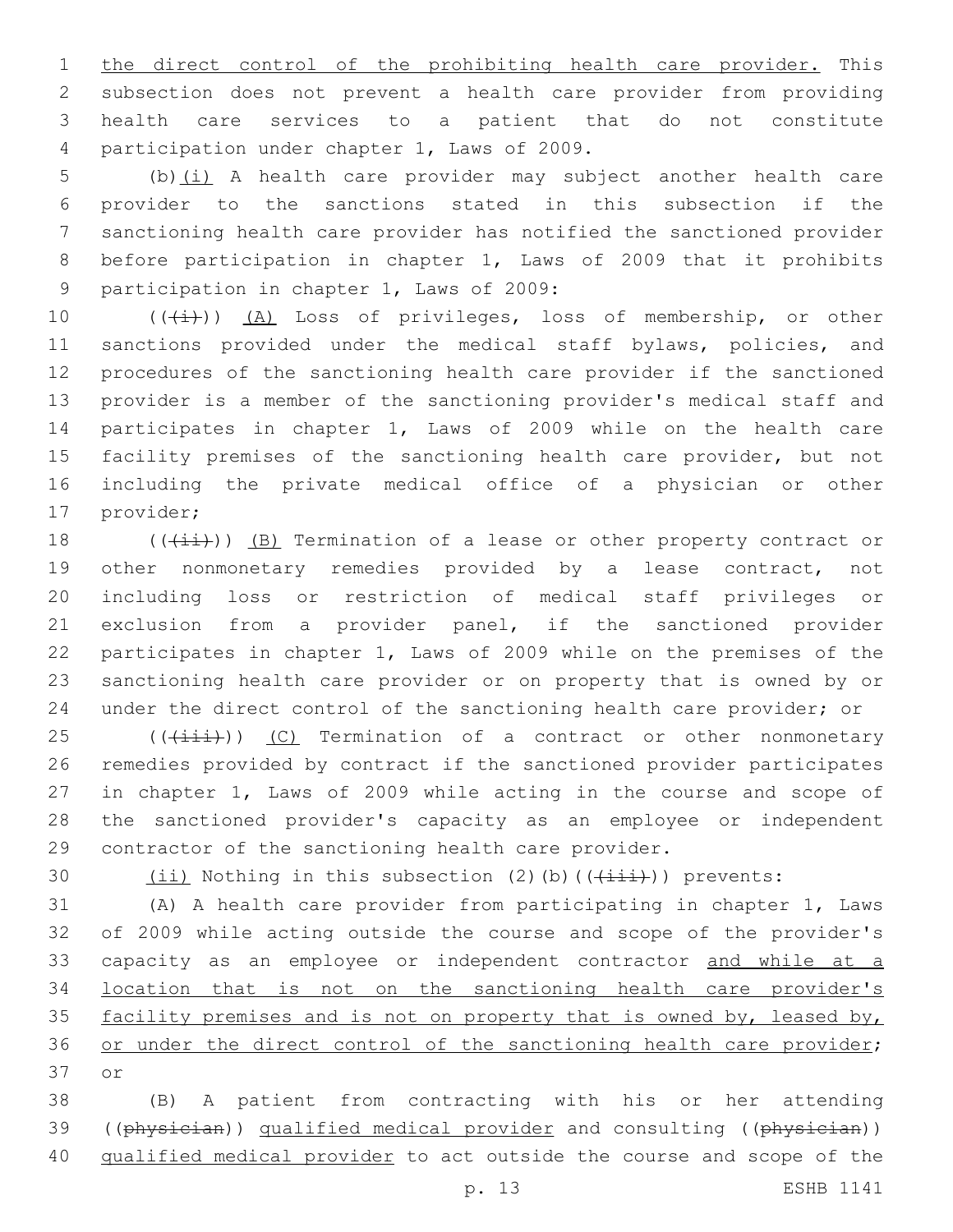the direct control of the prohibiting health care provider. This subsection does not prevent a health care provider from providing health care services to a patient that do not constitute participation under chapter 1, Laws of 2009.

(b)(i) A health care provider may subject another health care provider to the sanctions stated in this subsection if the sanctioning health care provider has notified the sanctioned provider before participation in chapter 1, Laws of 2009 that it prohibits participation in chapter 1, Laws of 2009:

(((i))) (A) Loss of privileges, loss of membership, or other sanctions provided under the medical staff bylaws, policies, and procedures of the sanctioning health care provider if the sanctioned provider is a member of the sanctioning provider's medical staff and participates in chapter 1, Laws of 2009 while on the health care facility premises of the sanctioning health care provider, but not including the private medical office of a physician or other provider;

(((ii))) (B) Termination of a lease or other property contract or other nonmonetary remedies provided by a lease contract, not including loss or restriction of medical staff privileges or exclusion from a provider panel, if the sanctioned provider participates in chapter 1, Laws of 2009 while on the premises of the sanctioning health care provider or on property that is owned by or under the direct control of the sanctioning health care provider; or

(((iii))) (C) Termination of a contract or other nonmonetary remedies provided by contract if the sanctioned provider participates in chapter 1, Laws of 2009 while acting in the course and scope of the sanctioned provider's capacity as an employee or independent contractor of the sanctioning health care provider.

(ii) Nothing in this subsection (2)(b)(((iii))) prevents:

(A) A health care provider from participating in chapter 1, Laws of 2009 while acting outside the course and scope of the provider's capacity as an employee or independent contractor and while at a location that is not on the sanctioning health care provider's facility premises and is not on property that is owned by, leased by, or under the direct control of the sanctioning health care provider; or

(B) A patient from contracting with his or her attending ((physician)) qualified medical provider and consulting ((physician)) qualified medical provider to act outside the course and scope of the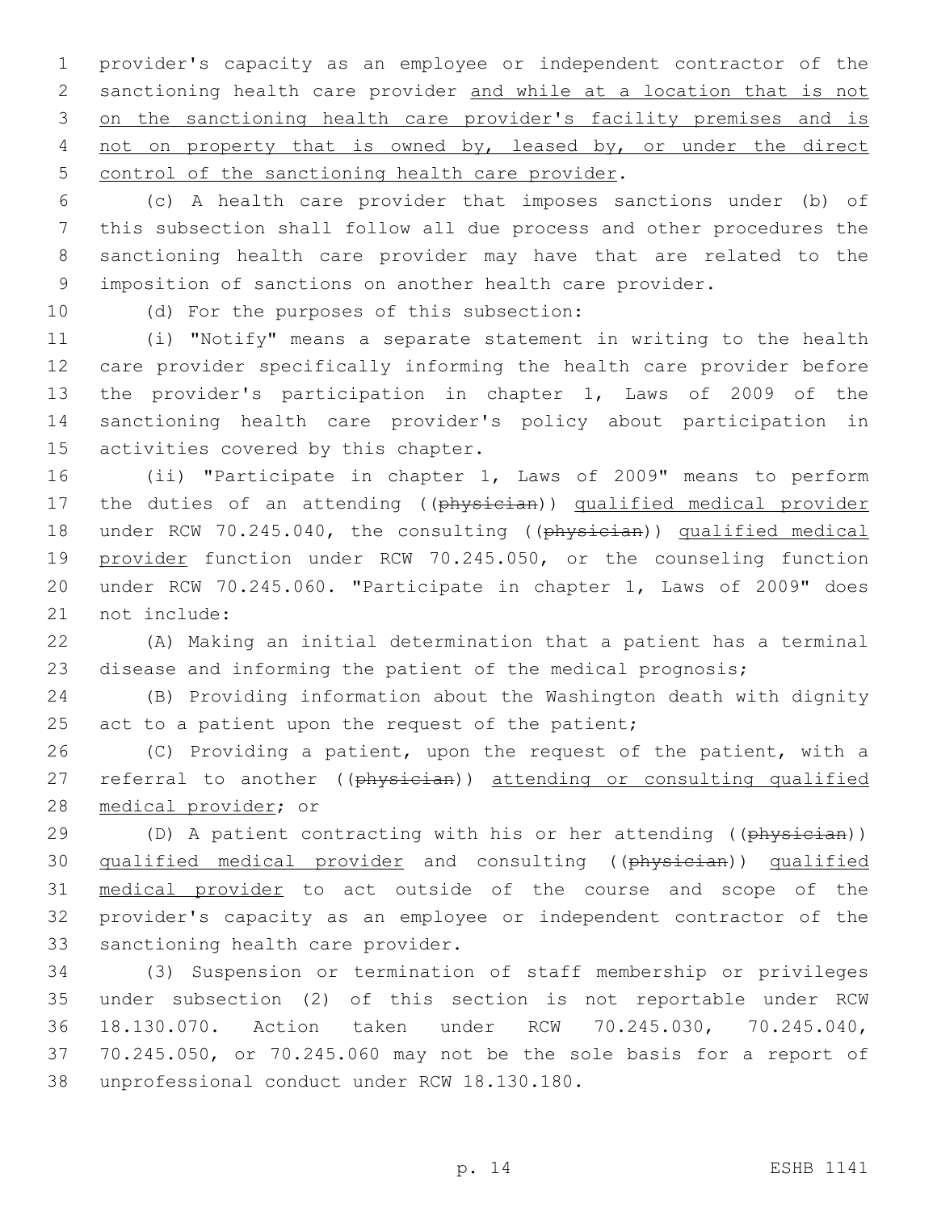provider's capacity as an employee or independent contractor of the sanctioning health care provider and while at a location that is not on the sanctioning health care provider's facility premises and is not on property that is owned by, leased by, or under the direct control of the sanctioning health care provider.

(c) A health care provider that imposes sanctions under (b) of this subsection shall follow all due process and other procedures the sanctioning health care provider may have that are related to the imposition of sanctions on another health care provider.

(d) For the purposes of this subsection:

(i) "Notify" means a separate statement in writing to the health care provider specifically informing the health care provider before the provider's participation in chapter 1, Laws of 2009 of the sanctioning health care provider's policy about participation in activities covered by this chapter.

(ii) "Participate in chapter 1, Laws of 2009" means to perform the duties of an attending ((~~physician~~)) qualified medical provider under RCW 70.245.040, the consulting ((~~physician~~)) qualified medical provider function under RCW 70.245.050, or the counseling function under RCW 70.245.060. "Participate in chapter 1, Laws of 2009" does not include:

(A) Making an initial determination that a patient has a terminal disease and informing the patient of the medical prognosis;

(B) Providing information about the Washington death with dignity act to a patient upon the request of the patient;

(C) Providing a patient, upon the request of the patient, with a referral to another ((~~physician~~)) attending or consulting qualified medical provider; or

(D) A patient contracting with his or her attending ((~~physician~~)) qualified medical provider and consulting ((~~physician~~)) qualified medical provider to act outside of the course and scope of the provider's capacity as an employee or independent contractor of the sanctioning health care provider.

(3) Suspension or termination of staff membership or privileges under subsection (2) of this section is not reportable under RCW 18.130.070. Action taken under RCW 70.245.030, 70.245.040, 70.245.050, or 70.245.060 may not be the sole basis for a report of unprofessional conduct under RCW 18.130.180.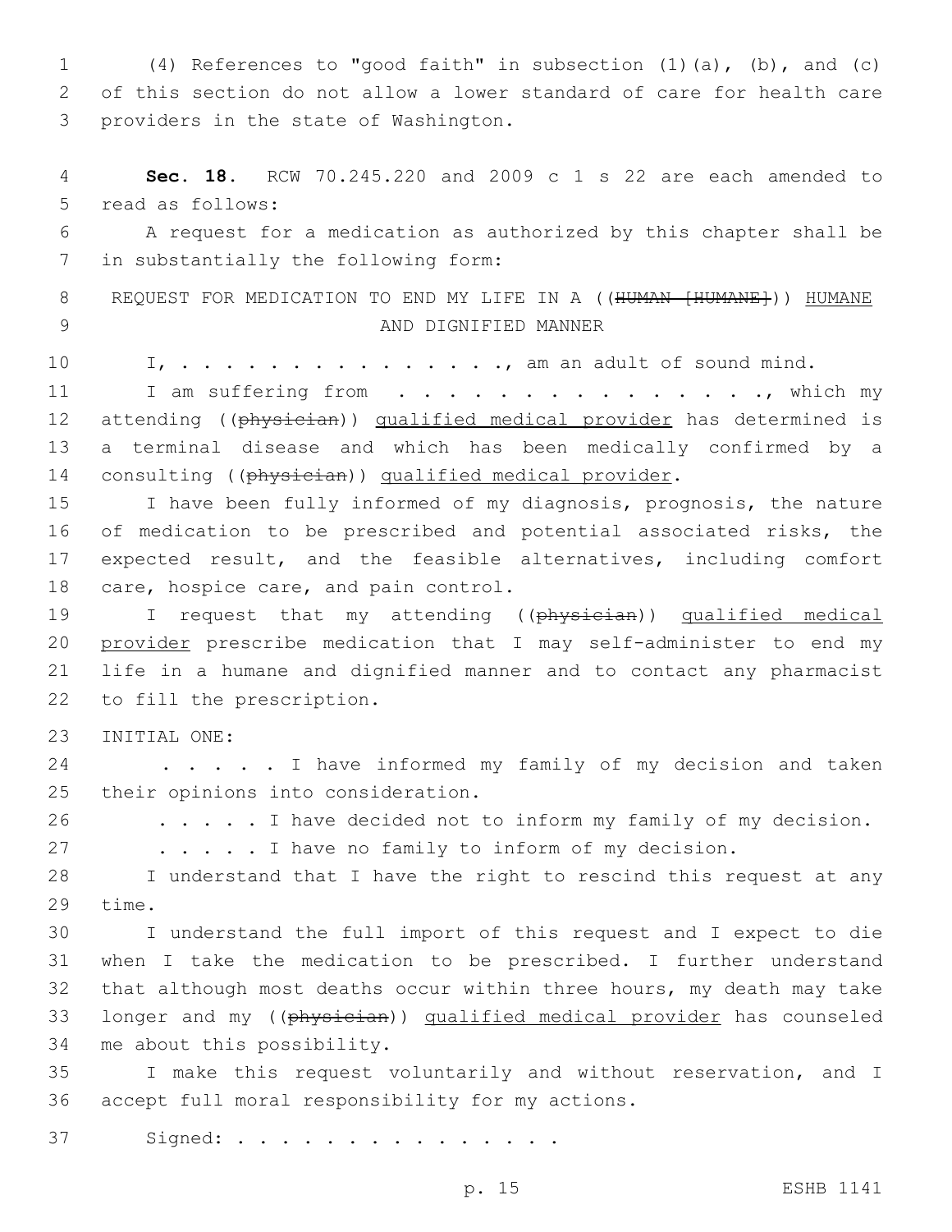(4) References to "good faith" in subsection (1)(a), (b), and (c) of this section do not allow a lower standard of care for health care providers in the state of Washington.

**Sec. 18.** RCW 70.245.220 and 2009 c 1 s 22 are each amended to read as follows:

A request for a medication as authorized by this chapter shall be in substantially the following form:

REQUEST FOR MEDICATION TO END MY LIFE IN A ((~~HUMAN [HUMANE]~~)) <u>HUMANE</u> AND DIGNIFIED MANNER

I, . . . . . . . . . . . . . . . ., am an adult of sound mind.

I am suffering from . . . . . . . . . . . . . . . ., which my attending ((~~physician~~)) <u>qualified medical provider</u> has determined is a terminal disease and which has been medically confirmed by a consulting ((~~physician~~)) <u>qualified medical provider</u>.

I have been fully informed of my diagnosis, prognosis, the nature of medication to be prescribed and potential associated risks, the expected result, and the feasible alternatives, including comfort care, hospice care, and pain control.

I request that my attending ((~~physician~~)) <u>qualified medical provider</u> prescribe medication that I may self-administer to end my life in a humane and dignified manner and to contact any pharmacist to fill the prescription.

INITIAL ONE:

. . . . . I have informed my family of my decision and taken their opinions into consideration.

. . . . . I have decided not to inform my family of my decision.

. . . . . I have no family to inform of my decision.

I understand that I have the right to rescind this request at any time.

I understand the full import of this request and I expect to die when I take the medication to be prescribed. I further understand that although most deaths occur within three hours, my death may take longer and my ((~~physician~~)) <u>qualified medical provider</u> has counseled me about this possibility.

I make this request voluntarily and without reservation, and I accept full moral responsibility for my actions.

Signed: . . . . . . . . . . . . . . .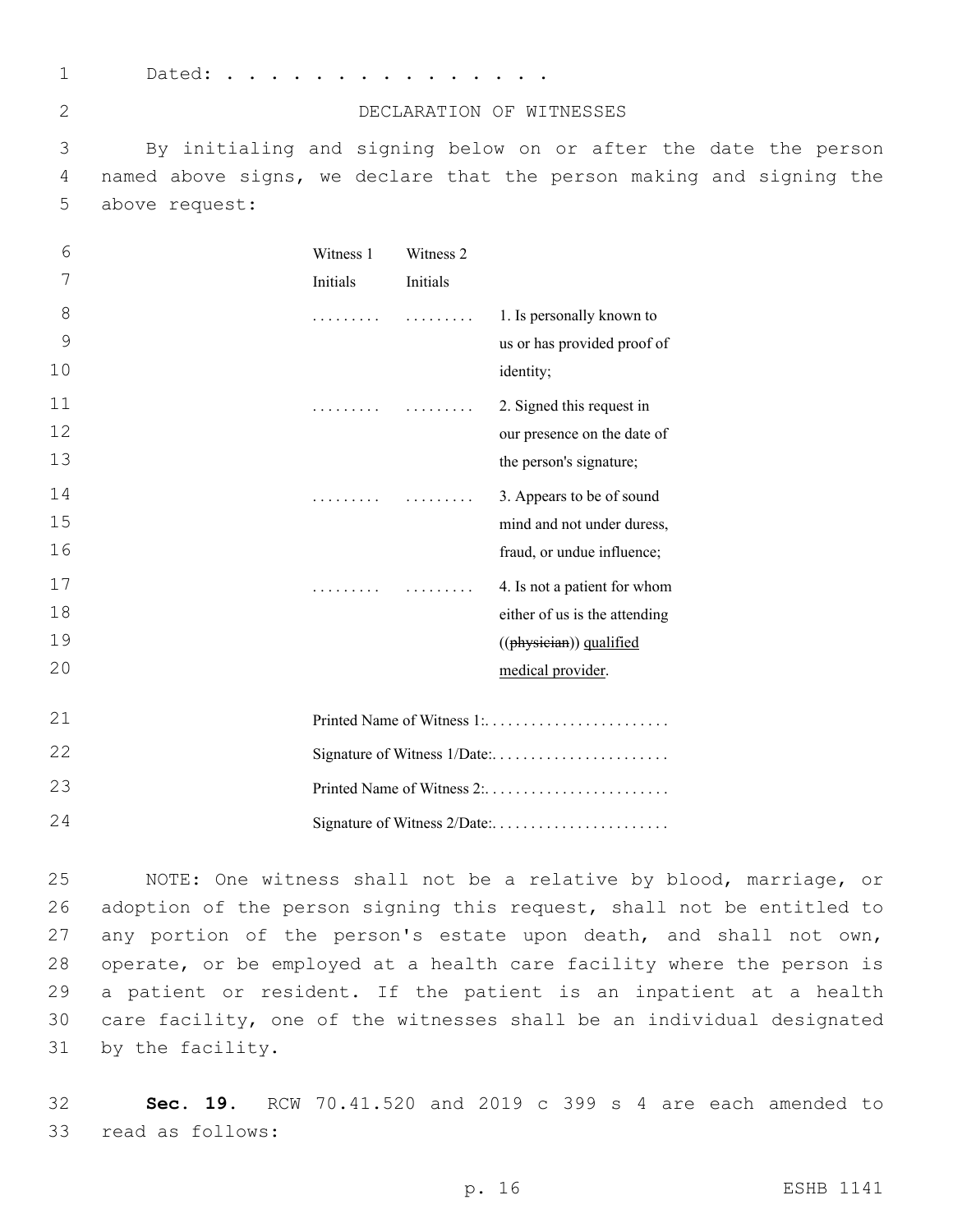Dated: . . . . . . . . . . . . . . . .

DECLARATION OF WITNESSES

By initialing and signing below on or after the date the person named above signs, we declare that the person making and signing the above request:

| Witness 1 Initials | Witness 2 Initials | |
|---|---|---|
| . . . . . . . . . | . . . . . . . . . | 1. Is personally known to us or has provided proof of identity; |
| . . . . . . . . . | . . . . . . . . . | 2. Signed this request in our presence on the date of the person's signature; |
| . . . . . . . . . | . . . . . . . . . | 3. Appears to be of sound mind and not under duress, fraud, or undue influence; |
| . . . . . . . . . | . . . . . . . . . | 4. Is not a patient for whom either of us is the attending ((~~physician~~)) <u>qualified medical provider</u>. |

Printed Name of Witness 1:. . . . . . . . . . . . . . . . . . . . . . . .

Signature of Witness 1/Date:. . . . . . . . . . . . . . . . . . . . . . .

Printed Name of Witness 2:. . . . . . . . . . . . . . . . . . . . . . . .

Signature of Witness 2/Date:. . . . . . . . . . . . . . . . . . . . . . .

NOTE: One witness shall not be a relative by blood, marriage, or adoption of the person signing this request, shall not be entitled to any portion of the person's estate upon death, and shall not own, operate, or be employed at a health care facility where the person is a patient or resident. If the patient is an inpatient at a health care facility, one of the witnesses shall be an individual designated by the facility.

**Sec. 19.** RCW 70.41.520 and 2019 c 399 s 4 are each amended to read as follows: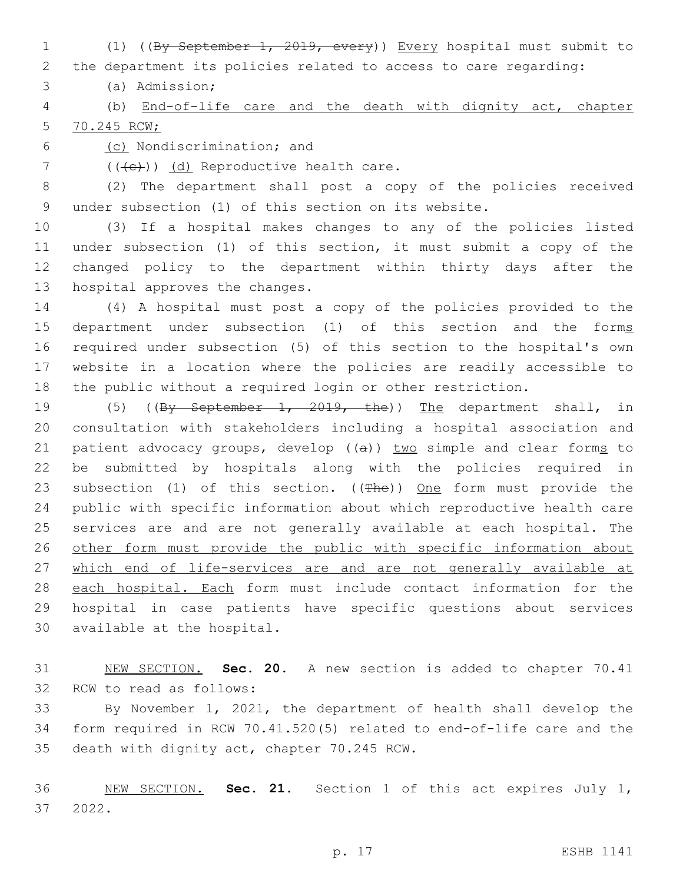(1) ((~~By September 1, 2019, every~~)) Every hospital must submit to the department its policies related to access to care regarding:

(a) Admission;

(b) End-of-life care and the death with dignity act, chapter 70.245 RCW;

(c) Nondiscrimination; and

((~~(c)~~)) (d) Reproductive health care.

(2) The department shall post a copy of the policies received under subsection (1) of this section on its website.

(3) If a hospital makes changes to any of the policies listed under subsection (1) of this section, it must submit a copy of the changed policy to the department within thirty days after the hospital approves the changes.

(4) A hospital must post a copy of the policies provided to the department under subsection (1) of this section and the forms required under subsection (5) of this section to the hospital's own website in a location where the policies are readily accessible to the public without a required login or other restriction.

(5) ((~~By September 1, 2019, the~~)) The department shall, in consultation with stakeholders including a hospital association and patient advocacy groups, develop ((~~a~~)) two simple and clear forms to be submitted by hospitals along with the policies required in subsection (1) of this section. ((~~The~~)) One form must provide the public with specific information about which reproductive health care services are and are not generally available at each hospital. The other form must provide the public with specific information about which end of life-services are and are not generally available at each hospital. Each form must include contact information for the hospital in case patients have specific questions about services available at the hospital.

NEW SECTION. **Sec. 20.** A new section is added to chapter 70.41 RCW to read as follows:

By November 1, 2021, the department of health shall develop the form required in RCW 70.41.520(5) related to end-of-life care and the death with dignity act, chapter 70.245 RCW.

NEW SECTION. **Sec. 21.** Section 1 of this act expires July 1, 2022.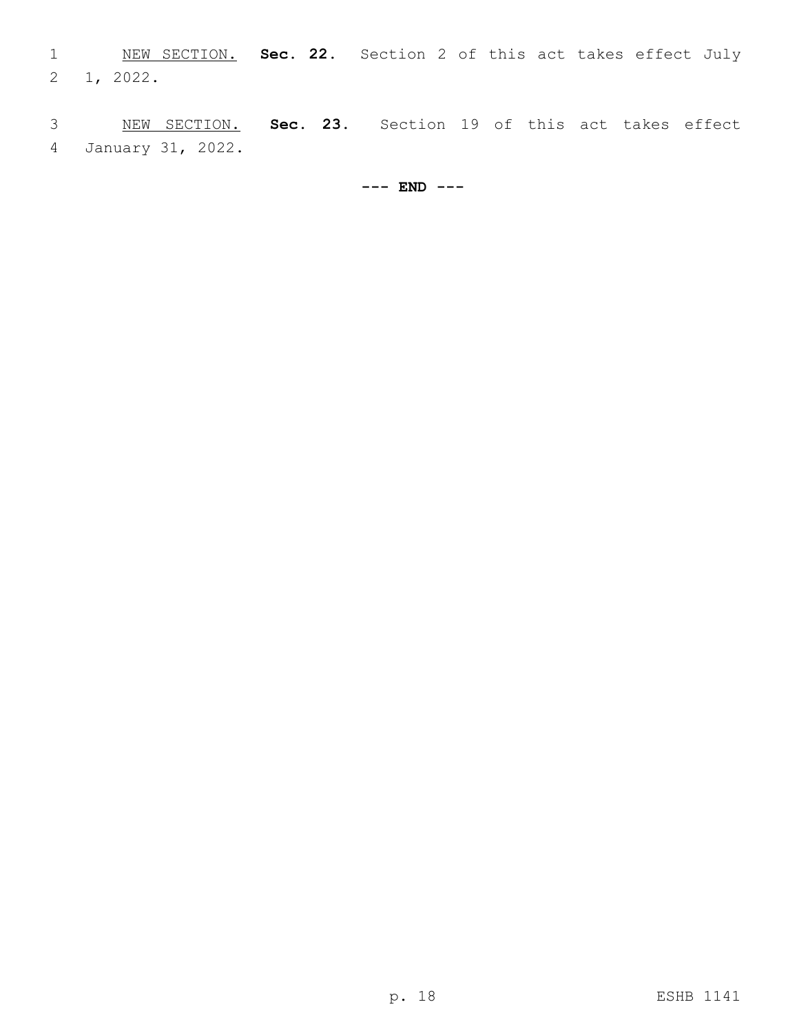NEW SECTION. **Sec. 22.** Section 2 of this act takes effect July 1, 2022.

NEW SECTION. **Sec. 23.** Section 19 of this act takes effect January 31, 2022.

**--- END ---**